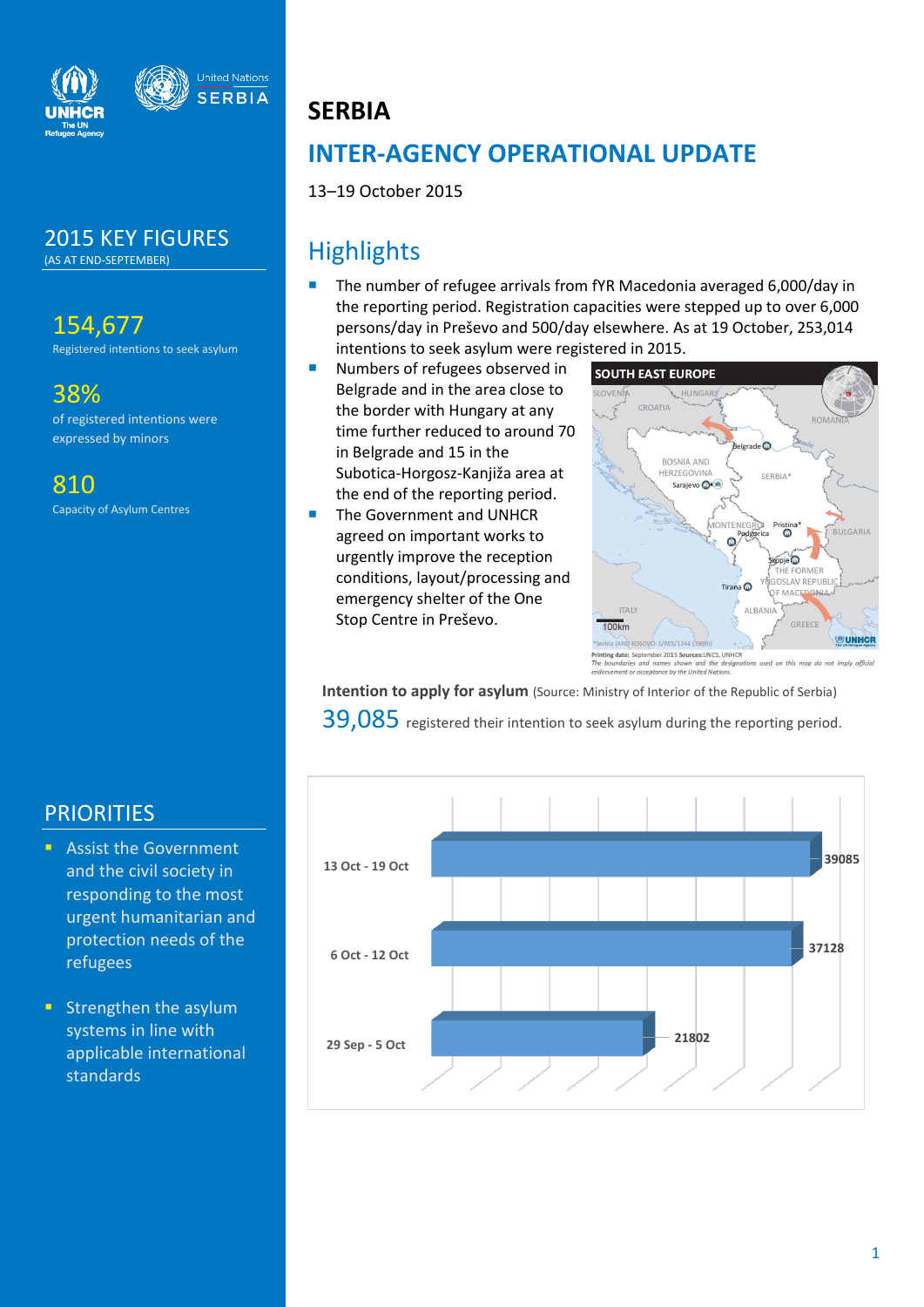# SERBIA

## INTER-AGENCY OPERATIONAL UPDATE

13–19 October 2015

## Highlights

- The number of refugee arrivals from fYR Macedonia averaged 6,000/day in the reporting period. Registration capacities were stepped up to over 6,000 persons/day in Preševo and 500/day elsewhere. As at 19 October, 253,014 intentions to seek asylum were registered in 2015.
- Numbers of refugees observed in Belgrade and in the area close to the border with Hungary at any time further reduced to around 70 in Belgrade and 15 in the Subotica-Horgosz-Kanjiža area at the end of the reporting period.
- The Government and UNHCR agreed on important works to urgently improve the reception conditions, layout/processing and emergency shelter of the One Stop Centre in Preševo.

**Intention to apply for asylum** (Source: Ministry of Interior of the Republic of Serbia)

39,085 registered their intention to seek asylum during the reporting period.

| Period | Registered intentions |
|---|---|
| 13 Oct - 19 Oct | 39085 |
| 6 Oct - 12 Oct | 37128 |
| 29 Sep - 5 Oct | 21802 |

## 2015 KEY FIGURES
(AS AT END-SEPTEMBER)

**154,677**
Registered intentions to seek asylum

**38%**
of registered intentions were expressed by minors

**810**
Capacity of Asylum Centres

## PRIORITIES

- Assist the Government and the civil society in responding to the most urgent humanitarian and protection needs of the refugees
- Strengthen the asylum systems in line with applicable international standards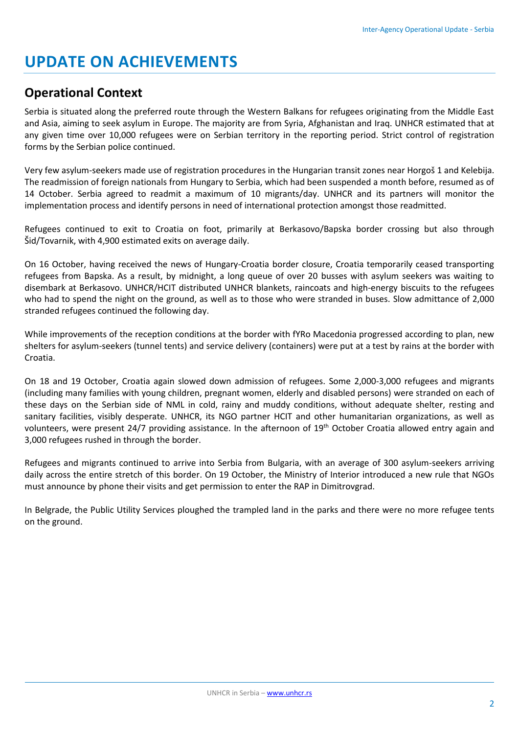# UPDATE ON ACHIEVEMENTS

## Operational Context

Serbia is situated along the preferred route through the Western Balkans for refugees originating from the Middle East and Asia, aiming to seek asylum in Europe. The majority are from Syria, Afghanistan and Iraq. UNHCR estimated that at any given time over 10,000 refugees were on Serbian territory in the reporting period. Strict control of registration forms by the Serbian police continued.

Very few asylum-seekers made use of registration procedures in the Hungarian transit zones near Horgoš 1 and Kelebija. The readmission of foreign nationals from Hungary to Serbia, which had been suspended a month before, resumed as of 14 October. Serbia agreed to readmit a maximum of 10 migrants/day. UNHCR and its partners will monitor the implementation process and identify persons in need of international protection amongst those readmitted.

Refugees continued to exit to Croatia on foot, primarily at Berkasovo/Bapska border crossing but also through Šid/Tovarnik, with 4,900 estimated exits on average daily.

On 16 October, having received the news of Hungary-Croatia border closure, Croatia temporarily ceased transporting refugees from Bapska. As a result, by midnight, a long queue of over 20 busses with asylum seekers was waiting to disembark at Berkasovo. UNHCR/HCIT distributed UNHCR blankets, raincoats and high-energy biscuits to the refugees who had to spend the night on the ground, as well as to those who were stranded in buses. Slow admittance of 2,000 stranded refugees continued the following day.

While improvements of the reception conditions at the border with fYRo Macedonia progressed according to plan, new shelters for asylum-seekers (tunnel tents) and service delivery (containers) were put at a test by rains at the border with Croatia.

On 18 and 19 October, Croatia again slowed down admission of refugees. Some 2,000-3,000 refugees and migrants (including many families with young children, pregnant women, elderly and disabled persons) were stranded on each of these days on the Serbian side of NML in cold, rainy and muddy conditions, without adequate shelter, resting and sanitary facilities, visibly desperate. UNHCR, its NGO partner HCIT and other humanitarian organizations, as well as volunteers, were present 24/7 providing assistance. In the afternoon of 19th October Croatia allowed entry again and 3,000 refugees rushed in through the border.

Refugees and migrants continued to arrive into Serbia from Bulgaria, with an average of 300 asylum-seekers arriving daily across the entire stretch of this border. On 19 October, the Ministry of Interior introduced a new rule that NGOs must announce by phone their visits and get permission to enter the RAP in Dimitrovgrad.

In Belgrade, the Public Utility Services ploughed the trampled land in the parks and there were no more refugee tents on the ground.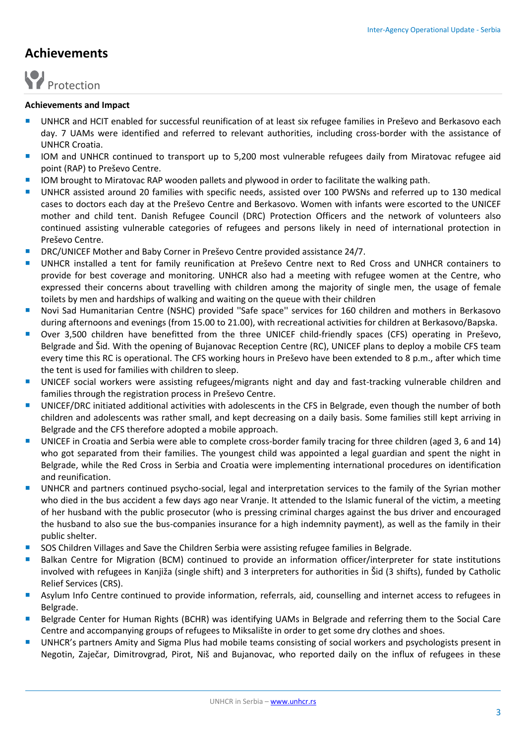# Achievements

## Protection

**Achievements and Impact**

- UNHCR and HCIT enabled for successful reunification of at least six refugee families in Preševo and Berkasovo each day. 7 UAMs were identified and referred to relevant authorities, including cross-border with the assistance of UNHCR Croatia.
- IOM and UNHCR continued to transport up to 5,200 most vulnerable refugees daily from Miratovac refugee aid point (RAP) to Preševo Centre.
- IOM brought to Miratovac RAP wooden pallets and plywood in order to facilitate the walking path.
- UNHCR assisted around 20 families with specific needs, assisted over 100 PWSNs and referred up to 130 medical cases to doctors each day at the Preševo Centre and Berkasovo. Women with infants were escorted to the UNICEF mother and child tent. Danish Refugee Council (DRC) Protection Officers and the network of volunteers also continued assisting vulnerable categories of refugees and persons likely in need of international protection in Preševo Centre.
- DRC/UNICEF Mother and Baby Corner in Preševo Centre provided assistance 24/7.
- UNHCR installed a tent for family reunification at Preševo Centre next to Red Cross and UNHCR containers to provide for best coverage and monitoring. UNHCR also had a meeting with refugee women at the Centre, who expressed their concerns about travelling with children among the majority of single men, the usage of female toilets by men and hardships of walking and waiting on the queue with their children
- Novi Sad Humanitarian Centre (NSHC) provided ''Safe space'' services for 160 children and mothers in Berkasovo during afternoons and evenings (from 15.00 to 21.00), with recreational activities for children at Berkasovo/Bapska.
- Over 3,500 children have benefitted from the three UNICEF child-friendly spaces (CFS) operating in Preševo, Belgrade and Šid. With the opening of Bujanovac Reception Centre (RC), UNICEF plans to deploy a mobile CFS team every time this RC is operational. The CFS working hours in Preševo have been extended to 8 p.m., after which time the tent is used for families with children to sleep.
- UNICEF social workers were assisting refugees/migrants night and day and fast-tracking vulnerable children and families through the registration process in Preševo Centre.
- UNICEF/DRC initiated additional activities with adolescents in the CFS in Belgrade, even though the number of both children and adolescents was rather small, and kept decreasing on a daily basis. Some families still kept arriving in Belgrade and the CFS therefore adopted a mobile approach.
- UNICEF in Croatia and Serbia were able to complete cross-border family tracing for three children (aged 3, 6 and 14) who got separated from their families. The youngest child was appointed a legal guardian and spent the night in Belgrade, while the Red Cross in Serbia and Croatia were implementing international procedures on identification and reunification.
- UNHCR and partners continued psycho-social, legal and interpretation services to the family of the Syrian mother who died in the bus accident a few days ago near Vranje. It attended to the Islamic funeral of the victim, a meeting of her husband with the public prosecutor (who is pressing criminal charges against the bus driver and encouraged the husband to also sue the bus-companies insurance for a high indemnity payment), as well as the family in their public shelter.
- SOS Children Villages and Save the Children Serbia were assisting refugee families in Belgrade.
- Balkan Centre for Migration (BCM) continued to provide an information officer/interpreter for state institutions involved with refugees in Kanjiža (single shift) and 3 interpreters for authorities in Šid (3 shifts), funded by Catholic Relief Services (CRS).
- Asylum Info Centre continued to provide information, referrals, aid, counselling and internet access to refugees in Belgrade.
- Belgrade Center for Human Rights (BCHR) was identifying UAMs in Belgrade and referring them to the Social Care Centre and accompanying groups of refugees to Miksalište in order to get some dry clothes and shoes.
- UNHCR's partners Amity and Sigma Plus had mobile teams consisting of social workers and psychologists present in Negotin, Zaječar, Dimitrovgrad, Pirot, Niš and Bujanovac, who reported daily on the influx of refugees in these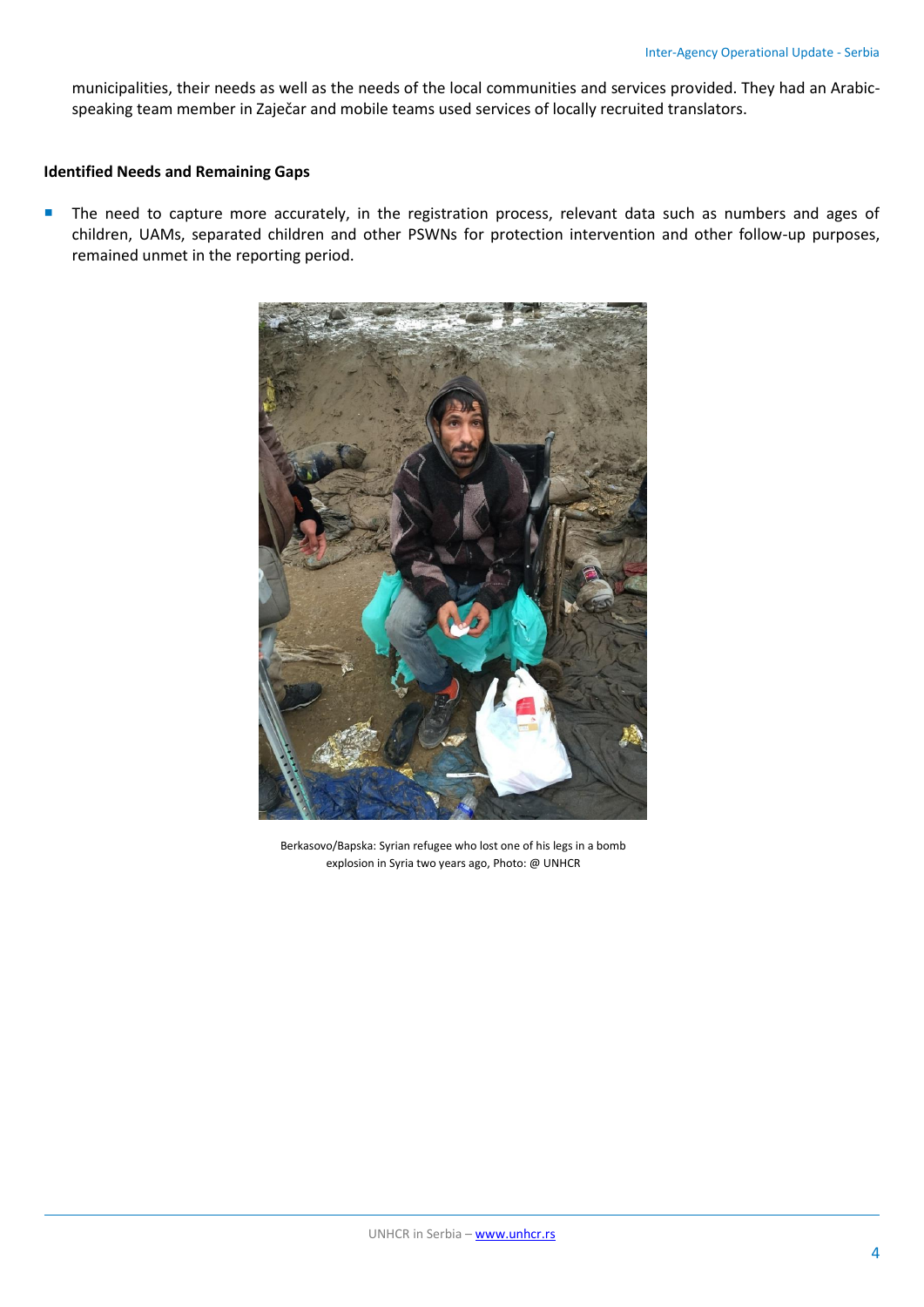municipalities, their needs as well as the needs of the local communities and services provided. They had an Arabic-speaking team member in Zaječar and mobile teams used services of locally recruited translators.

**Identified Needs and Remaining Gaps**

- The need to capture more accurately, in the registration process, relevant data such as numbers and ages of children, UAMs, separated children and other PSWNs for protection intervention and other follow-up purposes, remained unmet in the reporting period.

Berkasovo/Bapska: Syrian refugee who lost one of his legs in a bomb explosion in Syria two years ago, Photo: @ UNHCR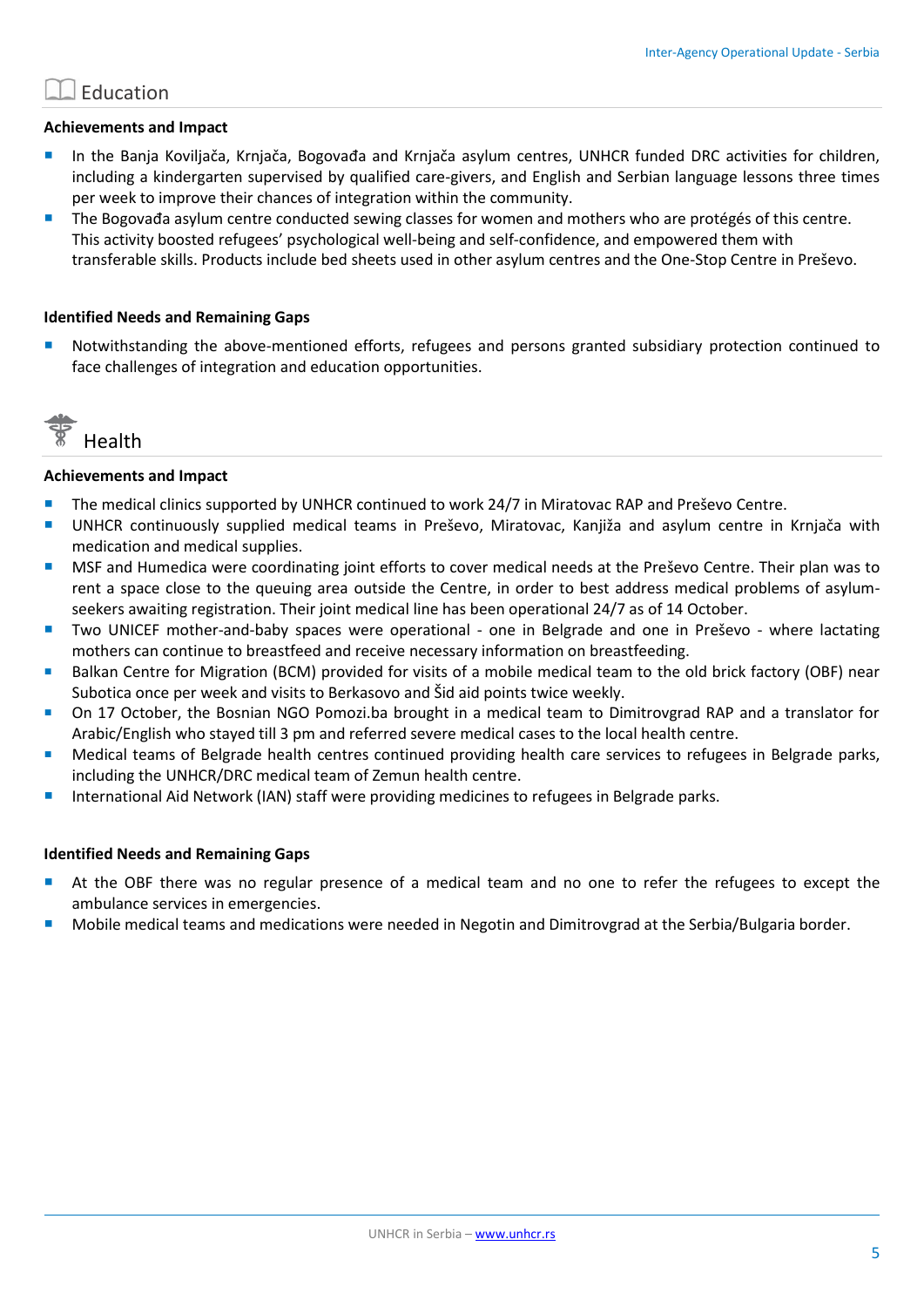## Education

**Achievements and Impact**

- In the Banja Koviljača, Krnjača, Bogovađa and Krnjača asylum centres, UNHCR funded DRC activities for children, including a kindergarten supervised by qualified care-givers, and English and Serbian language lessons three times per week to improve their chances of integration within the community.
- The Bogovađa asylum centre conducted sewing classes for women and mothers who are protégés of this centre. This activity boosted refugees' psychological well-being and self-confidence, and empowered them with transferable skills. Products include bed sheets used in other asylum centres and the One-Stop Centre in Preševo.

**Identified Needs and Remaining Gaps**

- Notwithstanding the above-mentioned efforts, refugees and persons granted subsidiary protection continued to face challenges of integration and education opportunities.

## Health

**Achievements and Impact**

- The medical clinics supported by UNHCR continued to work 24/7 in Miratovac RAP and Preševo Centre.
- UNHCR continuously supplied medical teams in Preševo, Miratovac, Kanjiža and asylum centre in Krnjača with medication and medical supplies.
- MSF and Humedica were coordinating joint efforts to cover medical needs at the Preševo Centre. Their plan was to rent a space close to the queuing area outside the Centre, in order to best address medical problems of asylum-seekers awaiting registration. Their joint medical line has been operational 24/7 as of 14 October.
- Two UNICEF mother-and-baby spaces were operational - one in Belgrade and one in Preševo - where lactating mothers can continue to breastfeed and receive necessary information on breastfeeding.
- Balkan Centre for Migration (BCM) provided for visits of a mobile medical team to the old brick factory (OBF) near Subotica once per week and visits to Berkasovo and Šid aid points twice weekly.
- On 17 October, the Bosnian NGO Pomozi.ba brought in a medical team to Dimitrovgrad RAP and a translator for Arabic/English who stayed till 3 pm and referred severe medical cases to the local health centre.
- Medical teams of Belgrade health centres continued providing health care services to refugees in Belgrade parks, including the UNHCR/DRC medical team of Zemun health centre.
- International Aid Network (IAN) staff were providing medicines to refugees in Belgrade parks.

**Identified Needs and Remaining Gaps**

- At the OBF there was no regular presence of a medical team and no one to refer the refugees to except the ambulance services in emergencies.
- Mobile medical teams and medications were needed in Negotin and Dimitrovgrad at the Serbia/Bulgaria border.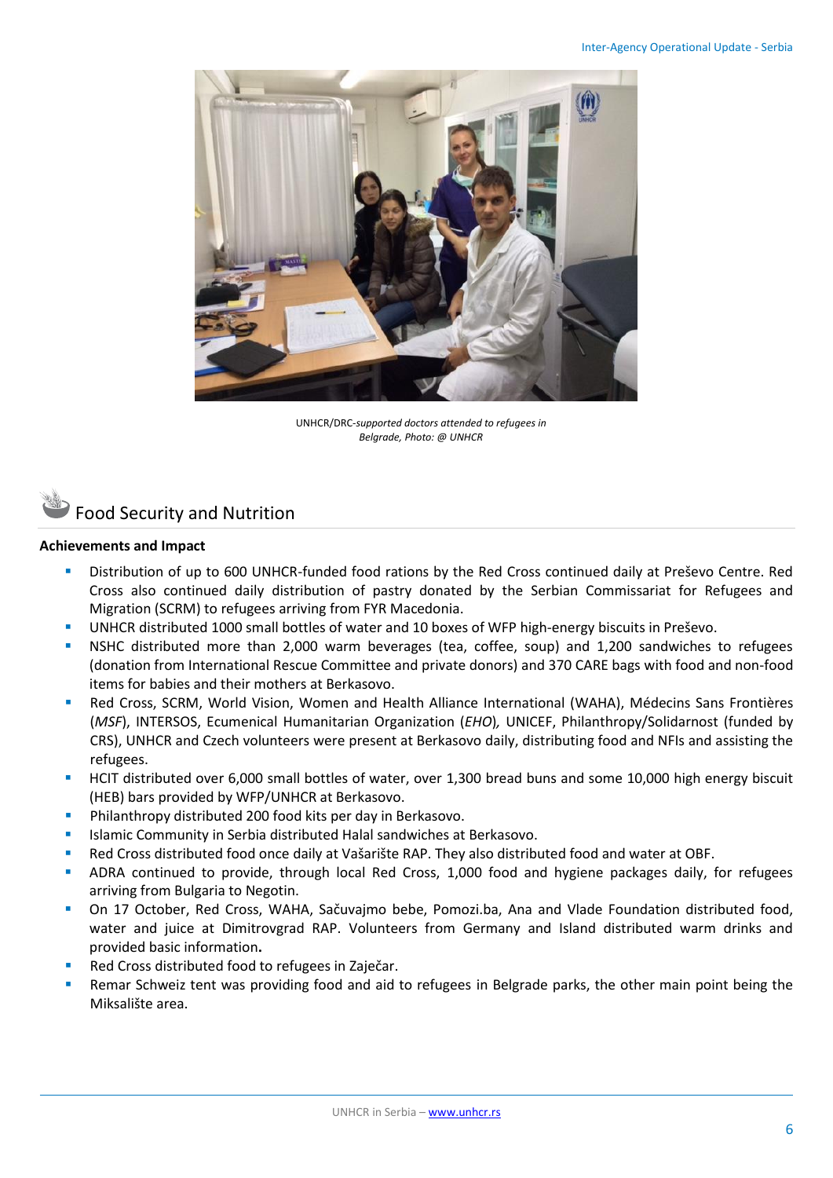UNHCR/DRC-*supported doctors attended to refugees in Belgrade, Photo: @ UNHCR*

## Food Security and Nutrition

**Achievements and Impact**

- Distribution of up to 600 UNHCR-funded food rations by the Red Cross continued daily at Preševo Centre. Red Cross also continued daily distribution of pastry donated by the Serbian Commissariat for Refugees and Migration (SCRM) to refugees arriving from FYR Macedonia.
- UNHCR distributed 1000 small bottles of water and 10 boxes of WFP high-energy biscuits in Preševo.
- NSHC distributed more than 2,000 warm beverages (tea, coffee, soup) and 1,200 sandwiches to refugees (donation from International Rescue Committee and private donors) and 370 CARE bags with food and non-food items for babies and their mothers at Berkasovo.
- Red Cross, SCRM, World Vision, Women and Health Alliance International (WAHA), Médecins Sans Frontières (*MSF*), INTERSOS, Ecumenical Humanitarian Organization (*EHO*)*,* UNICEF, Philanthropy/Solidarnost (funded by CRS), UNHCR and Czech volunteers were present at Berkasovo daily, distributing food and NFIs and assisting the refugees.
- HCIT distributed over 6,000 small bottles of water, over 1,300 bread buns and some 10,000 high energy biscuit (HEB) bars provided by WFP/UNHCR at Berkasovo.
- Philanthropy distributed 200 food kits per day in Berkasovo.
- Islamic Community in Serbia distributed Halal sandwiches at Berkasovo.
- Red Cross distributed food once daily at Vašarište RAP. They also distributed food and water at OBF.
- ADRA continued to provide, through local Red Cross, 1,000 food and hygiene packages daily, for refugees arriving from Bulgaria to Negotin.
- On 17 October, Red Cross, WAHA, Sačuvajmo bebe, Pomozi.ba, Ana and Vlade Foundation distributed food, water and juice at Dimitrovgrad RAP. Volunteers from Germany and Island distributed warm drinks and provided basic information**.**
- Red Cross distributed food to refugees in Zaječar.
- Remar Schweiz tent was providing food and aid to refugees in Belgrade parks, the other main point being the Miksalište area.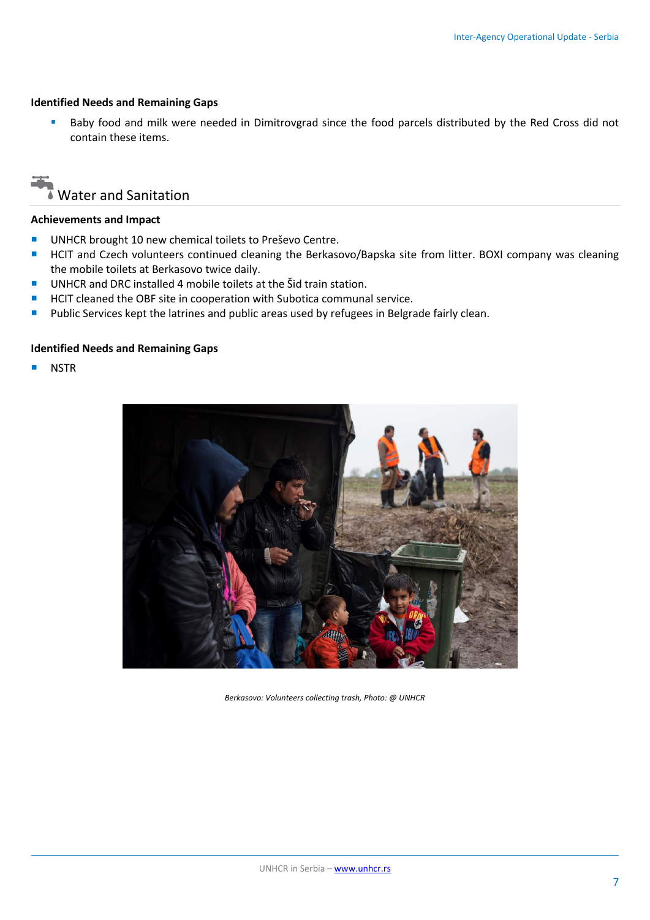### Identified Needs and Remaining Gaps

- Baby food and milk were needed in Dimitrovgrad since the food parcels distributed by the Red Cross did not contain these items.

## Water and Sanitation

### Achievements and Impact

- UNHCR brought 10 new chemical toilets to Preševo Centre.
- HCIT and Czech volunteers continued cleaning the Berkasovo/Bapska site from litter. BOXI company was cleaning the mobile toilets at Berkasovo twice daily.
- UNHCR and DRC installed 4 mobile toilets at the Šid train station.
- HCIT cleaned the OBF site in cooperation with Subotica communal service.
- Public Services kept the latrines and public areas used by refugees in Belgrade fairly clean.

### Identified Needs and Remaining Gaps

- NSTR

*Berkasovo: Volunteers collecting trash, Photo: @ UNHCR*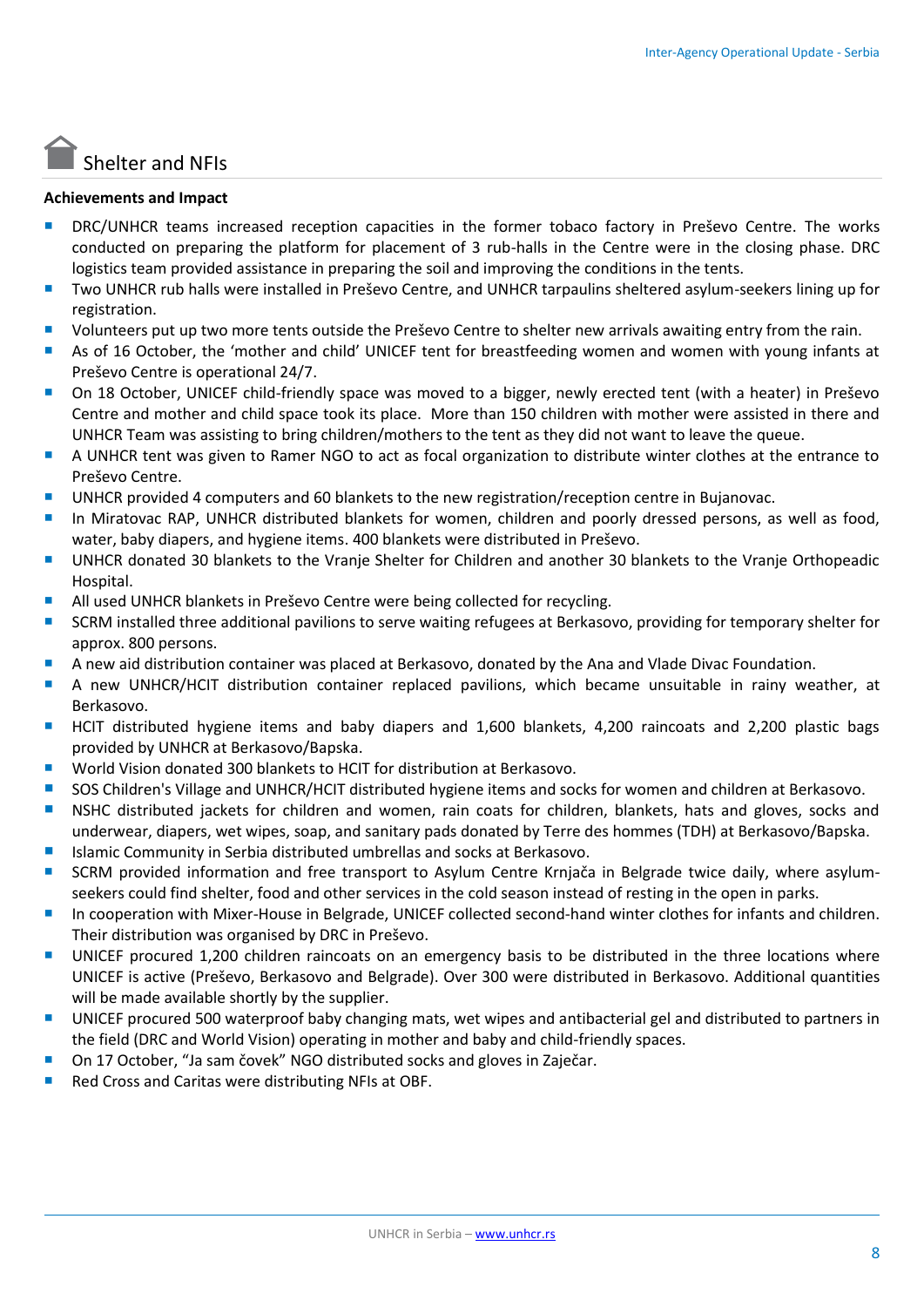## Shelter and NFIs

**Achievements and Impact**

- DRC/UNHCR teams increased reception capacities in the former tobaco factory in Preševo Centre. The works conducted on preparing the platform for placement of 3 rub-halls in the Centre were in the closing phase. DRC logistics team provided assistance in preparing the soil and improving the conditions in the tents.
- Two UNHCR rub halls were installed in Preševo Centre, and UNHCR tarpaulins sheltered asylum-seekers lining up for registration.
- Volunteers put up two more tents outside the Preševo Centre to shelter new arrivals awaiting entry from the rain.
- As of 16 October, the 'mother and child' UNICEF tent for breastfeeding women and women with young infants at Preševo Centre is operational 24/7.
- On 18 October, UNICEF child-friendly space was moved to a bigger, newly erected tent (with a heater) in Preševo Centre and mother and child space took its place. More than 150 children with mother were assisted in there and UNHCR Team was assisting to bring children/mothers to the tent as they did not want to leave the queue.
- A UNHCR tent was given to Ramer NGO to act as focal organization to distribute winter clothes at the entrance to Preševo Centre.
- UNHCR provided 4 computers and 60 blankets to the new registration/reception centre in Bujanovac.
- In Miratovac RAP, UNHCR distributed blankets for women, children and poorly dressed persons, as well as food, water, baby diapers, and hygiene items. 400 blankets were distributed in Preševo.
- UNHCR donated 30 blankets to the Vranje Shelter for Children and another 30 blankets to the Vranje Orthopeadic Hospital.
- All used UNHCR blankets in Preševo Centre were being collected for recycling.
- SCRM installed three additional pavilions to serve waiting refugees at Berkasovo, providing for temporary shelter for approx. 800 persons.
- A new aid distribution container was placed at Berkasovo, donated by the Ana and Vlade Divac Foundation.
- A new UNHCR/HCIT distribution container replaced pavilions, which became unsuitable in rainy weather, at Berkasovo.
- HCIT distributed hygiene items and baby diapers and 1,600 blankets, 4,200 raincoats and 2,200 plastic bags provided by UNHCR at Berkasovo/Bapska.
- World Vision donated 300 blankets to HCIT for distribution at Berkasovo.
- SOS Children's Village and UNHCR/HCIT distributed hygiene items and socks for women and children at Berkasovo.
- NSHC distributed jackets for children and women, rain coats for children, blankets, hats and gloves, socks and underwear, diapers, wet wipes, soap, and sanitary pads donated by Terre des hommes (TDH) at Berkasovo/Bapska.
- Islamic Community in Serbia distributed umbrellas and socks at Berkasovo.
- SCRM provided information and free transport to Asylum Centre Krnjača in Belgrade twice daily, where asylum-seekers could find shelter, food and other services in the cold season instead of resting in the open in parks.
- In cooperation with Mixer-House in Belgrade, UNICEF collected second-hand winter clothes for infants and children. Their distribution was organised by DRC in Preševo.
- UNICEF procured 1,200 children raincoats on an emergency basis to be distributed in the three locations where UNICEF is active (Preševo, Berkasovo and Belgrade). Over 300 were distributed in Berkasovo. Additional quantities will be made available shortly by the supplier.
- UNICEF procured 500 waterproof baby changing mats, wet wipes and antibacterial gel and distributed to partners in the field (DRC and World Vision) operating in mother and baby and child-friendly spaces.
- On 17 October, "Ja sam čovek" NGO distributed socks and gloves in Zaječar.
- Red Cross and Caritas were distributing NFIs at OBF.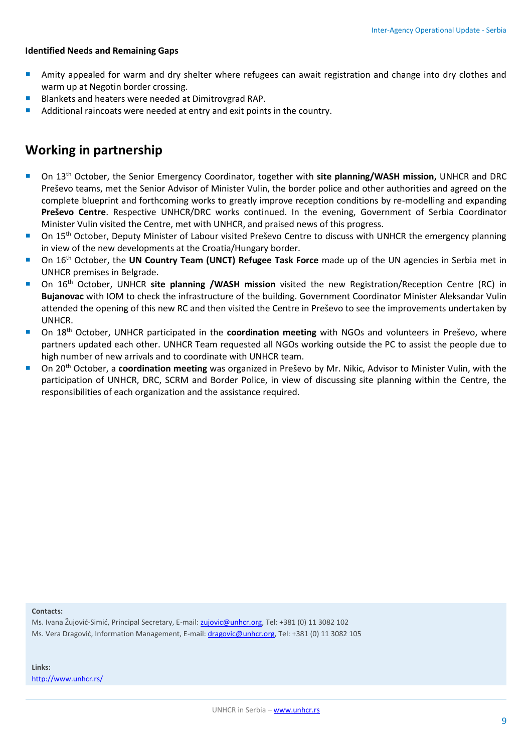**Identified Needs and Remaining Gaps**

- Amity appealed for warm and dry shelter where refugees can await registration and change into dry clothes and warm up at Negotin border crossing.
- Blankets and heaters were needed at Dimitrovgrad RAP.
- Additional raincoats were needed at entry and exit points in the country.

## Working in partnership

- On 13th October, the Senior Emergency Coordinator, together with **site planning/WASH mission,** UNHCR and DRC Preševo teams, met the Senior Advisor of Minister Vulin, the border police and other authorities and agreed on the complete blueprint and forthcoming works to greatly improve reception conditions by re-modelling and expanding **Preševo Centre**. Respective UNHCR/DRC works continued. In the evening, Government of Serbia Coordinator Minister Vulin visited the Centre, met with UNHCR, and praised news of this progress.
- On 15th October, Deputy Minister of Labour visited Preševo Centre to discuss with UNHCR the emergency planning in view of the new developments at the Croatia/Hungary border.
- On 16th October, the **UN Country Team (UNCT) Refugee Task Force** made up of the UN agencies in Serbia met in UNHCR premises in Belgrade.
- On 16th October, UNHCR **site planning /WASH mission** visited the new Registration/Reception Centre (RC) in **Bujanovac** with IOM to check the infrastructure of the building. Government Coordinator Minister Aleksandar Vulin attended the opening of this new RC and then visited the Centre in Preševo to see the improvements undertaken by UNHCR.
- On 18th October, UNHCR participated in the **coordination meeting** with NGOs and volunteers in Preševo, where partners updated each other. UNHCR Team requested all NGOs working outside the PC to assist the people due to high number of new arrivals and to coordinate with UNHCR team.
- On 20th October, a **coordination meeting** was organized in Preševo by Mr. Nikic, Advisor to Minister Vulin, with the participation of UNHCR, DRC, SCRM and Border Police, in view of discussing site planning within the Centre, the responsibilities of each organization and the assistance required.

**Contacts:**

Ms. Ivana Žujović-Simić, Principal Secretary, E-mail: zujovic@unhcr.org, Tel: +381 (0) 11 3082 102

Ms. Vera Dragović, Information Management, E-mail: dragovic@unhcr.org, Tel: +381 (0) 11 3082 105

**Links:**

http://www.unhcr.rs/